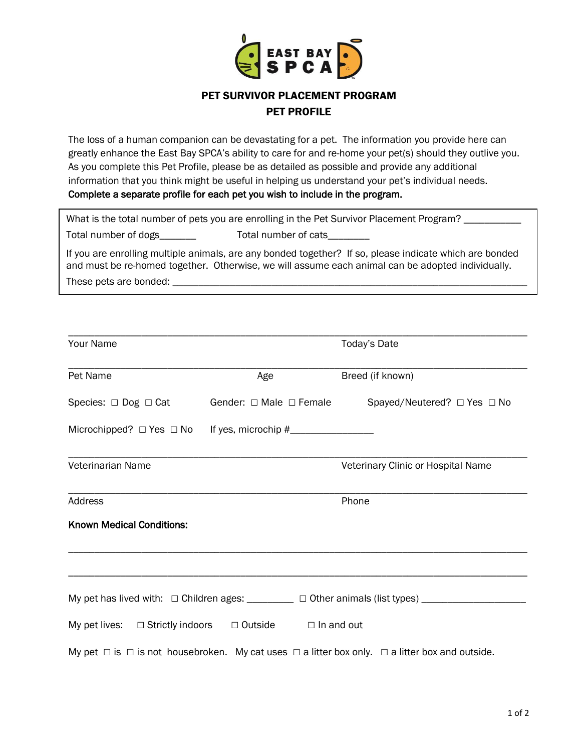EAST BAY SPCA

## PET SURVIVOR PLACEMENT PROGRAM

## PET PROFILE

The loss of a human companion can be devastating for a pet. The information you provide here can greatly enhance the East Bay SPCA's ability to care for and re-home your pet(s) should they outlive you. As you complete this Pet Profile, please be as detailed as possible and provide any additional information that you think might be useful in helping us understand your pet's individual needs. **Complete a separate profile for each pet you wish to include in the program.**

What is the total number of pets you are enrolling in the Pet Survivor Placement Program? ___________

Total number of dogs_______ Total number of cats________

If you are enrolling multiple animals, are any bonded together? If so, please indicate which are bonded and must be re-homed together. Otherwise, we will assume each animal can be adopted individually.

These pets are bonded: ______________________________________________________________________

______________________________________________________________________________

Your Name Today's Date

______________________________________________________________________________

Pet Name Age Breed (if known)

Species: ☐ Dog ☐ Cat Gender: ☐ Male ☐ Female Spayed/Neutered? ☐ Yes ☐ No

Microchipped? ☐ Yes ☐ No If yes, microchip #________________

______________________________________________________________________________

Veterinarian Name Veterinary Clinic or Hospital Name

______________________________________________________________________________

Address Phone

**Known Medical Conditions:**

______________________________________________________________________________

______________________________________________________________________________

My pet has lived with: ☐ Children ages: _________ ☐ Other animals (list types) ____________________

My pet lives: ☐ Strictly indoors ☐ Outside ☐ In and out

My pet ☐ is ☐ is not housebroken. My cat uses ☐ a litter box only. ☐ a litter box and outside.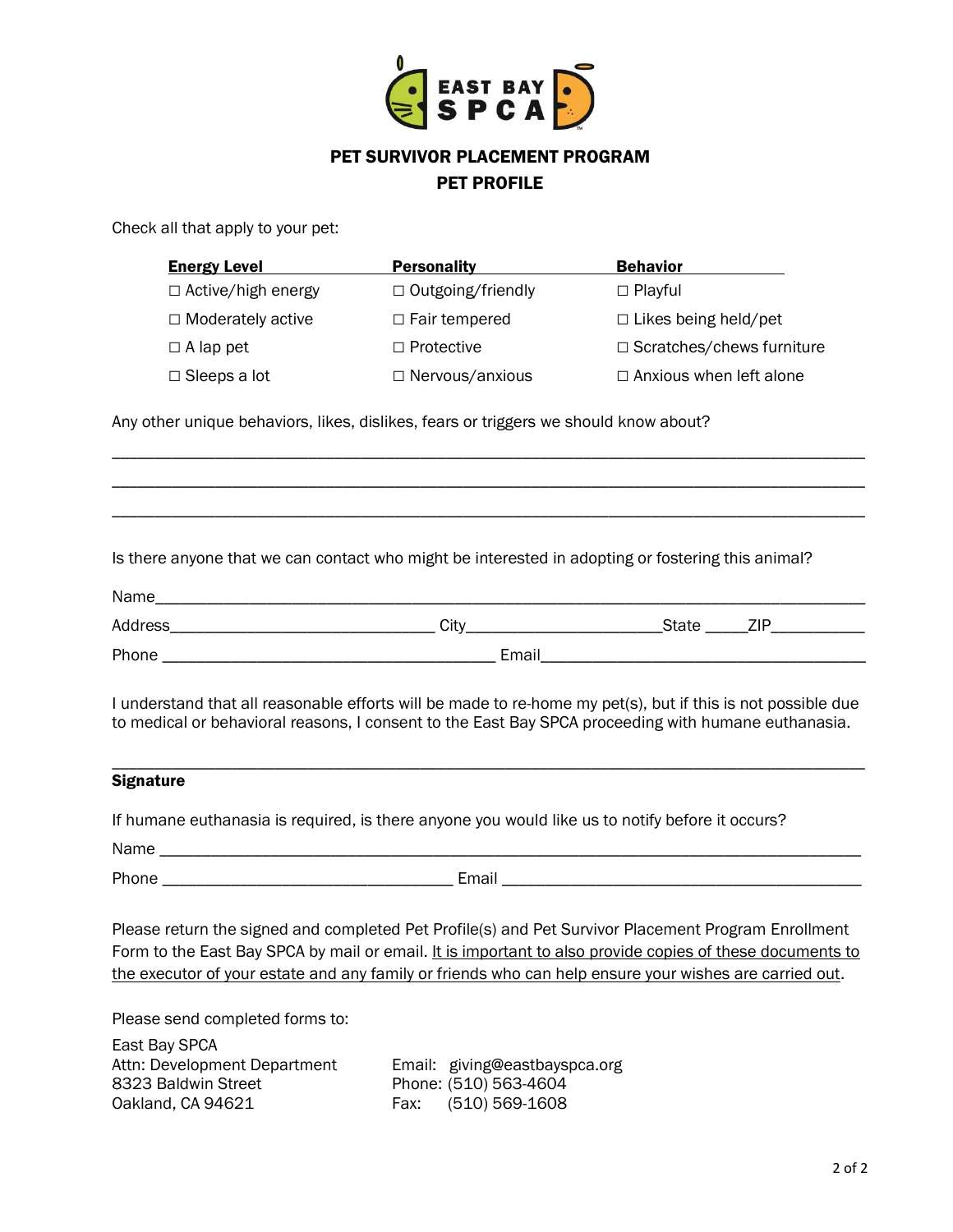# PET SURVIVOR PLACEMENT PROGRAM

## PET PROFILE

Check all that apply to your pet:

| **Energy Level** | **Personality** | **Behavior** |
|---|---|---|
| ☐ Active/high energy | ☐ Outgoing/friendly | ☐ Playful |
| ☐ Moderately active | ☐ Fair tempered | ☐ Likes being held/pet |
| ☐ A lap pet | ☐ Protective | ☐ Scratches/chews furniture |
| ☐ Sleeps a lot | ☐ Nervous/anxious | ☐ Anxious when left alone |

Any other unique behaviors, likes, dislikes, fears or triggers we should know about?

______________________________________________________________________________

______________________________________________________________________________

______________________________________________________________________________

Is there anyone that we can contact who might be interested in adopting or fostering this animal?

Name______________________________________________________________________

Address____________________________ City____________________ State _____ ZIP__________

Phone _____________________________________ Email___________________________________

I understand that all reasonable efforts will be made to re-home my pet(s), but if this is not possible due to medical or behavioral reasons, I consent to the East Bay SPCA proceeding with humane euthanasia.

______________________________________________________________________________

**Signature**

If humane euthanasia is required, is there anyone you would like us to notify before it occurs?

Name ______________________________________________________________________

Phone ________________________________ Email ______________________________________

Please return the signed and completed Pet Profile(s) and Pet Survivor Placement Program Enrollment Form to the East Bay SPCA by mail or email. It is important to also provide copies of these documents to the executor of your estate and any family or friends who can help ensure your wishes are carried out.

Please send completed forms to:

East Bay SPCA
Attn: Development Department
8323 Baldwin Street
Oakland, CA 94621

Email: giving@eastbayspca.org
Phone: (510) 563-4604
Fax: (510) 569-1608